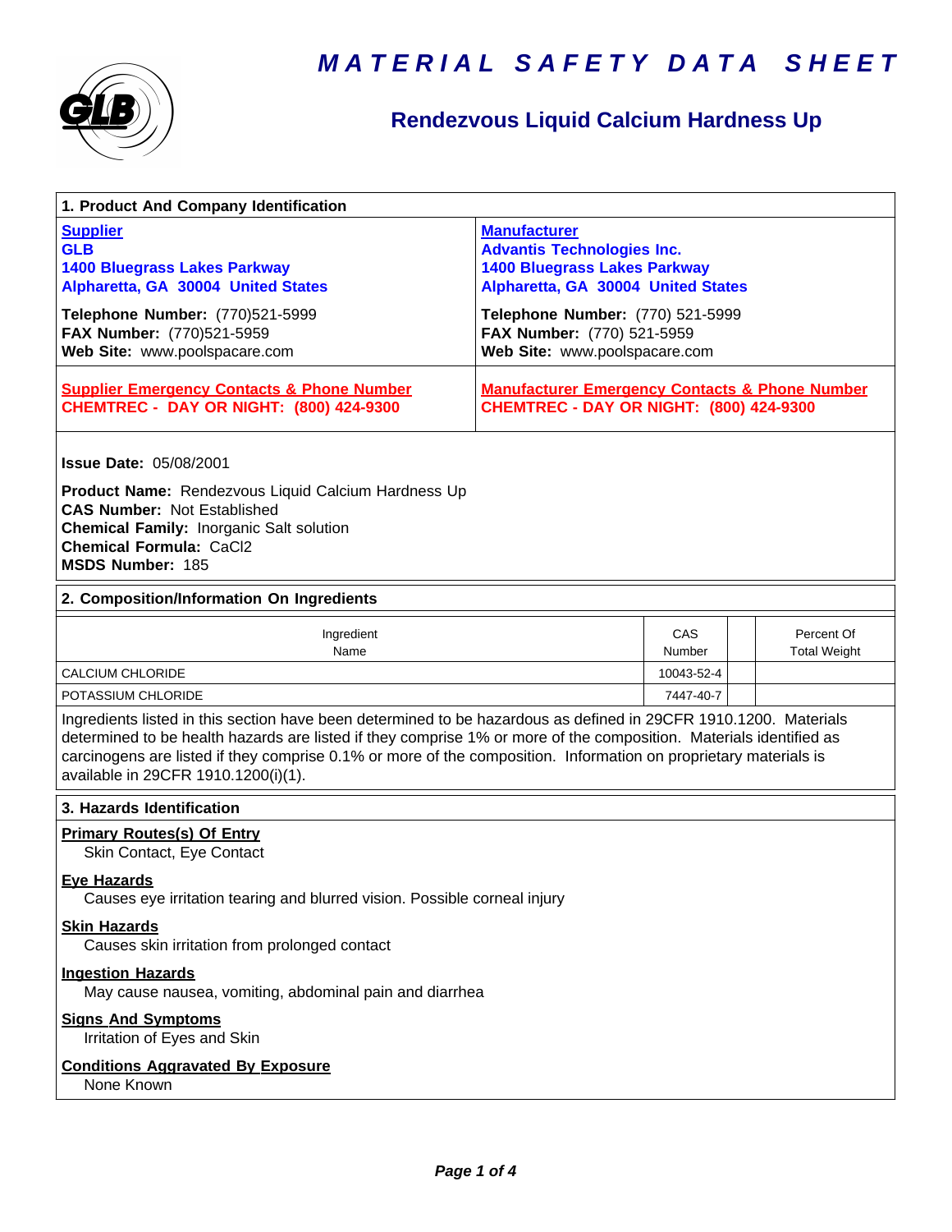# MATERIAL SAFETY DATA SHEET

## Rendezvous Liquid Calcium Hardness Up

### 1. Product And Company Identification

**Supplier**
**GLB**
**1400 Bluegrass Lakes Parkway**
**Alpharetta, GA 30004 United States**

**Telephone Number:** (770)521-5999
**FAX Number:** (770)521-5959
**Web Site:** www.poolspacare.com

**Manufacturer**
**Advantis Technologies Inc.**
**1400 Bluegrass Lakes Parkway**
**Alpharetta, GA 30004 United States**

**Telephone Number:** (770) 521-5999
**FAX Number:** (770) 521-5959
**Web Site:** www.poolspacare.com

**Supplier Emergency Contacts & Phone Number**
**CHEMTREC - DAY OR NIGHT: (800) 424-9300**

**Manufacturer Emergency Contacts & Phone Number**
**CHEMTREC - DAY OR NIGHT: (800) 424-9300**

**Issue Date:** 05/08/2001

**Product Name:** Rendezvous Liquid Calcium Hardness Up
**CAS Number:** Not Established
**Chemical Family:** Inorganic Salt solution
**Chemical Formula:** $CaCl_2$
**MSDS Number:** 185

### 2. Composition/Information On Ingredients

| Ingredient Name | CAS Number | | Percent Of Total Weight |
|---|---|---|---|
| CALCIUM CHLORIDE | 10043-52-4 | | |
| POTASSIUM CHLORIDE | 7447-40-7 | | |

Ingredients listed in this section have been determined to be hazardous as defined in 29CFR 1910.1200. Materials determined to be health hazards are listed if they comprise 1% or more of the composition. Materials identified as carcinogens are listed if they comprise 0.1% or more of the composition. Information on proprietary materials is available in 29CFR 1910.1200(i)(1).

### 3. Hazards Identification

**Primary Routes(s) Of Entry**
Skin Contact, Eye Contact

**Eye Hazards**
Causes eye irritation tearing and blurred vision. Possible corneal injury

**Skin Hazards**
Causes skin irritation from prolonged contact

**Ingestion Hazards**
May cause nausea, vomiting, abdominal pain and diarrhea

**Signs And Symptoms**
Irritation of Eyes and Skin

**Conditions Aggravated By Exposure**
None Known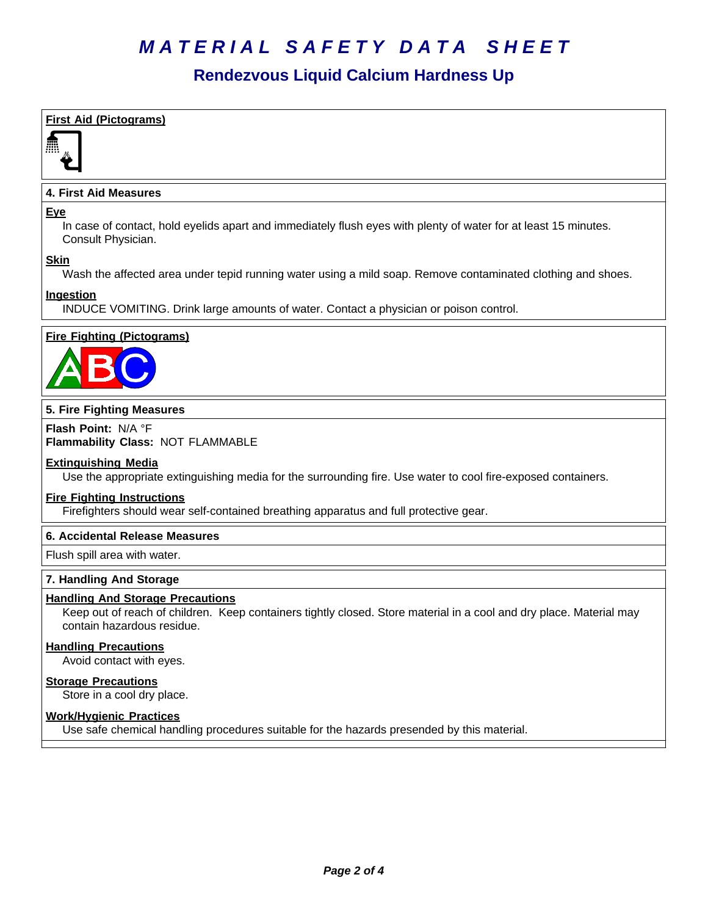# MATERIAL SAFETY DATA SHEET

## Rendezvous Liquid Calcium Hardness Up

**First Aid (Pictograms)**

### 4. First Aid Measures

**Eye**

In case of contact, hold eyelids apart and immediately flush eyes with plenty of water for at least 15 minutes. Consult Physician.

**Skin**

Wash the affected area under tepid running water using a mild soap. Remove contaminated clothing and shoes.

**Ingestion**

INDUCE VOMITING. Drink large amounts of water. Contact a physician or poison control.

**Fire Fighting (Pictograms)**

### 5. Fire Fighting Measures

**Flash Point:** N/A °F
**Flammability Class:** NOT FLAMMABLE

**Extinguishing Media**

Use the appropriate extinguishing media for the surrounding fire. Use water to cool fire-exposed containers.

**Fire Fighting Instructions**

Firefighters should wear self-contained breathing apparatus and full protective gear.

### 6. Accidental Release Measures

Flush spill area with water.

### 7. Handling And Storage

**Handling And Storage Precautions**

Keep out of reach of children. Keep containers tightly closed. Store material in a cool and dry place. Material may contain hazardous residue.

**Handling Precautions**

Avoid contact with eyes.

**Storage Precautions**

Store in a cool dry place.

**Work/Hygienic Practices**

Use safe chemical handling procedures suitable for the hazards presended by this material.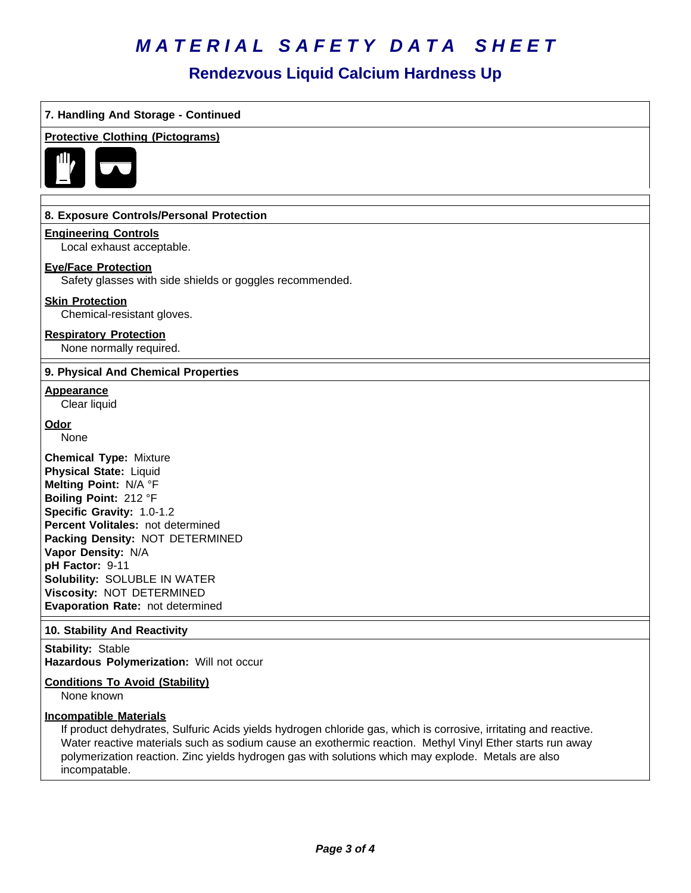# MATERIAL SAFETY DATA SHEET

## Rendezvous Liquid Calcium Hardness Up

### 7. Handling And Storage - Continued

**Protective Clothing (Pictograms)**

### 8. Exposure Controls/Personal Protection

**Engineering Controls**

Local exhaust acceptable.

**Eye/Face Protection**

Safety glasses with side shields or goggles recommended.

**Skin Protection**

Chemical-resistant gloves.

**Respiratory Protection**

None normally required.

### 9. Physical And Chemical Properties

**Appearance**

Clear liquid

**Odor**

None

**Chemical Type:** Mixture
**Physical State:** Liquid
**Melting Point:** N/A °F
**Boiling Point:** 212 °F
**Specific Gravity:** 1.0-1.2
**Percent Volitales:** not determined
**Packing Density:** NOT DETERMINED
**Vapor Density:** N/A
**pH Factor:** 9-11
**Solubility:** SOLUBLE IN WATER
**Viscosity:** NOT DETERMINED
**Evaporation Rate:** not determined

### 10. Stability And Reactivity

**Stability:** Stable
**Hazardous Polymerization:** Will not occur

**Conditions To Avoid (Stability)**

None known

**Incompatible Materials**

If product dehydrates, Sulfuric Acids yields hydrogen chloride gas, which is corrosive, irritating and reactive. Water reactive materials such as sodium cause an exothermic reaction. Methyl Vinyl Ether starts run away polymerization reaction. Zinc yields hydrogen gas with solutions which may explode. Metals are also incompatable.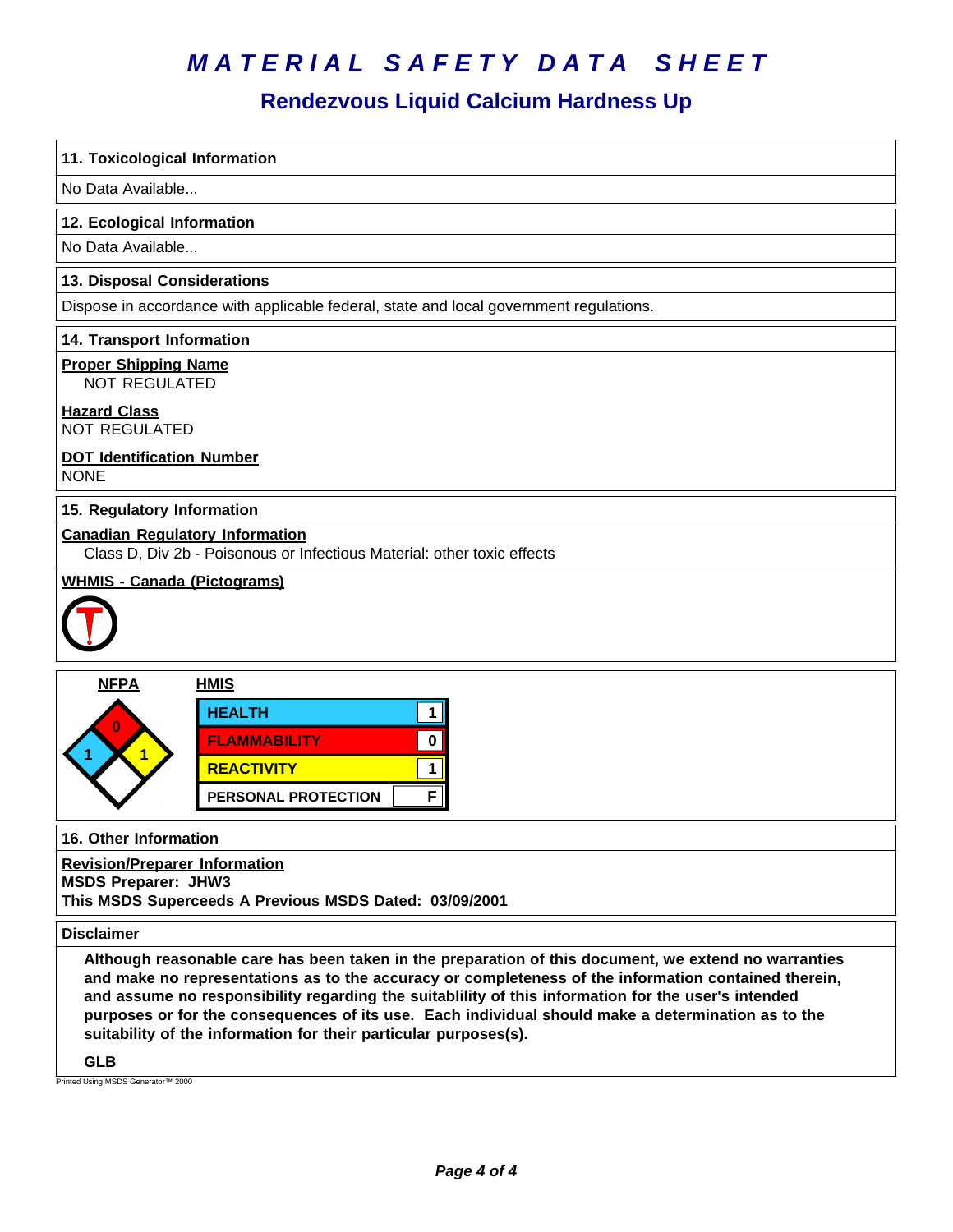# MATERIAL SAFETY DATA SHEET

## Rendezvous Liquid Calcium Hardness Up

### 11. Toxicological Information

No Data Available...

### 12. Ecological Information

No Data Available...

### 13. Disposal Considerations

Dispose in accordance with applicable federal, state and local government regulations.

### 14. Transport Information

**Proper Shipping Name**
NOT REGULATED

**Hazard Class**
NOT REGULATED

**DOT Identification Number**
NONE

### 15. Regulatory Information

**Canadian Regulatory Information**
Class D, Div 2b - Poisonous or Infectious Material: other toxic effects

**WHMIS - Canada (Pictograms)**

**NFPA**

0
1
1

**HMIS**

| | |
|---|---|
| HEALTH | 1 |
| FLAMMABILITY | 0 |
| REACTIVITY | 1 |
| PERSONAL PROTECTION | F |

### 16. Other Information

**Revision/Preparer Information**
**MSDS Preparer: JHW3**
**This MSDS Superceeds A Previous MSDS Dated: 03/09/2001**

### Disclaimer

**Although reasonable care has been taken in the preparation of this document, we extend no warranties and make no representations as to the accuracy or completeness of the information contained therein, and assume no responsibility regarding the suitablility of this information for the user's intended purposes or for the consequences of its use. Each individual should make a determination as to the suitability of the information for their particular purposes(s).**

**GLB**

Printed Using MSDS Generator™ 2000